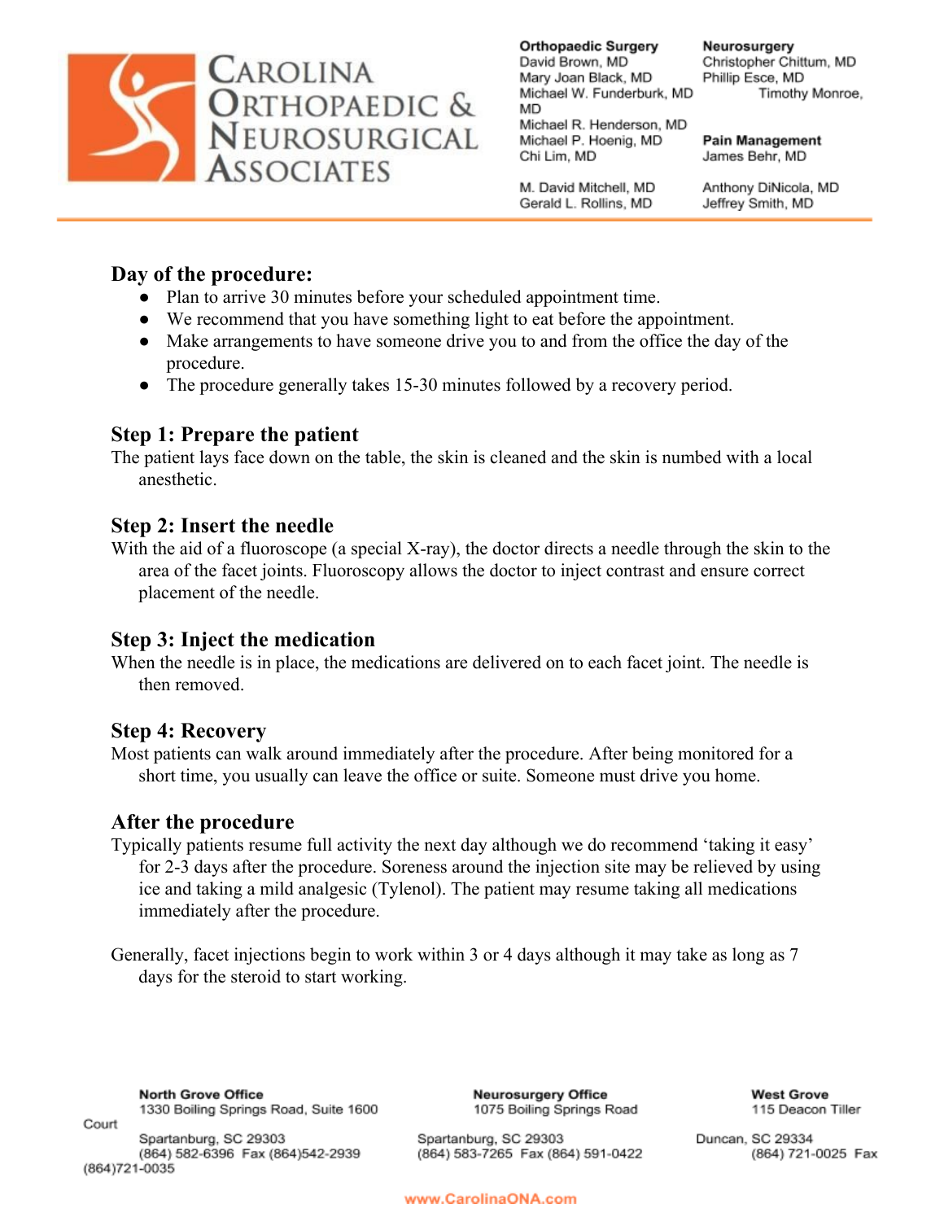# Carolina Orthopaedic & Neurosurgical Associates

**Orthopaedic Surgery**
David Brown, MD
Mary Joan Black, MD
Michael W. Funderburk, MD
Michael R. Henderson, MD
Michael P. Hoenig, MD
Chi Lim, MD
M. David Mitchell, MD
Gerald L. Rollins, MD

**Neurosurgery**
Christopher Chittum, MD
Phillip Esce, MD
Timothy Monroe, MD

**Pain Management**
James Behr, MD
Anthony DiNicola, MD
Jeffrey Smith, MD

## Day of the procedure:

- Plan to arrive 30 minutes before your scheduled appointment time.
- We recommend that you have something light to eat before the appointment.
- Make arrangements to have someone drive you to and from the office the day of the procedure.
- The procedure generally takes 15-30 minutes followed by a recovery period.

## Step 1: Prepare the patient

The patient lays face down on the table, the skin is cleaned and the skin is numbed with a local anesthetic.

## Step 2: Insert the needle

With the aid of a fluoroscope (a special X-ray), the doctor directs a needle through the skin to the area of the facet joints. Fluoroscopy allows the doctor to inject contrast and ensure correct placement of the needle.

## Step 3: Inject the medication

When the needle is in place, the medications are delivered on to each facet joint. The needle is then removed.

## Step 4: Recovery

Most patients can walk around immediately after the procedure. After being monitored for a short time, you usually can leave the office or suite. Someone must drive you home.

## After the procedure

Typically patients resume full activity the next day although we do recommend 'taking it easy' for 2-3 days after the procedure. Soreness around the injection site may be relieved by using ice and taking a mild analgesic (Tylenol). The patient may resume taking all medications immediately after the procedure.

Generally, facet injections begin to work within 3 or 4 days although it may take as long as 7 days for the steroid to start working.

**North Grove Office**
1330 Boiling Springs Road, Suite 1600
Spartanburg, SC 29303
(864) 582-6396 Fax (864)542-2939

**Neurosurgery Office**
1075 Boiling Springs Road
Spartanburg, SC 29303
(864) 583-7265 Fax (864) 591-0422

**West Grove**
115 Deacon Tiller Court
Duncan, SC 29334
(864) 721-0025 Fax (864)721-0035

www.CarolinaONA.com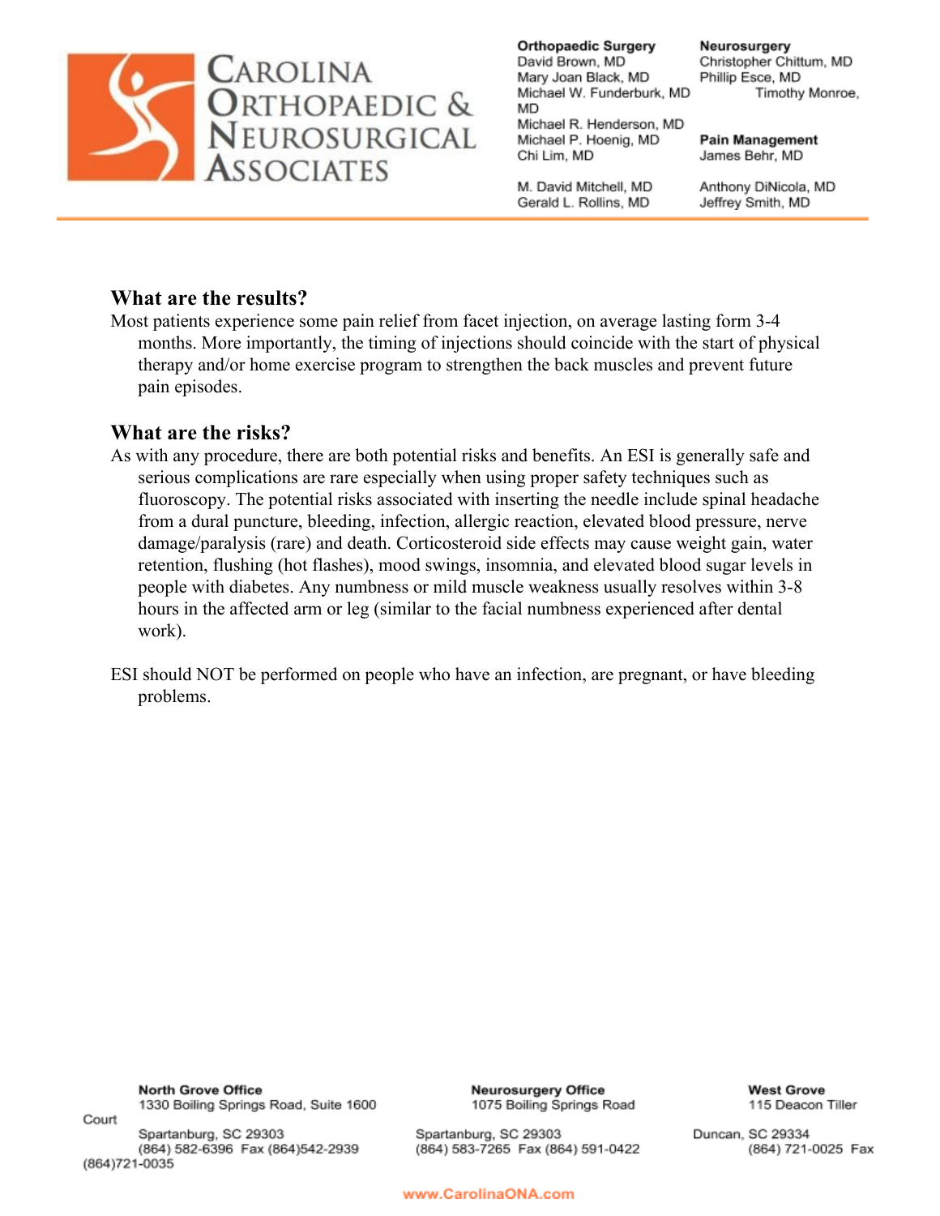## What are the results?

Most patients experience some pain relief from facet injection, on average lasting form 3-4 months. More importantly, the timing of injections should coincide with the start of physical therapy and/or home exercise program to strengthen the back muscles and prevent future pain episodes.

## What are the risks?

As with any procedure, there are both potential risks and benefits. An ESI is generally safe and serious complications are rare especially when using proper safety techniques such as fluoroscopy. The potential risks associated with inserting the needle include spinal headache from a dural puncture, bleeding, infection, allergic reaction, elevated blood pressure, nerve damage/paralysis (rare) and death. Corticosteroid side effects may cause weight gain, water retention, flushing (hot flashes), mood swings, insomnia, and elevated blood sugar levels in people with diabetes. Any numbness or mild muscle weakness usually resolves within 3-8 hours in the affected arm or leg (similar to the facial numbness experienced after dental work).

ESI should NOT be performed on people who have an infection, are pregnant, or have bleeding problems.